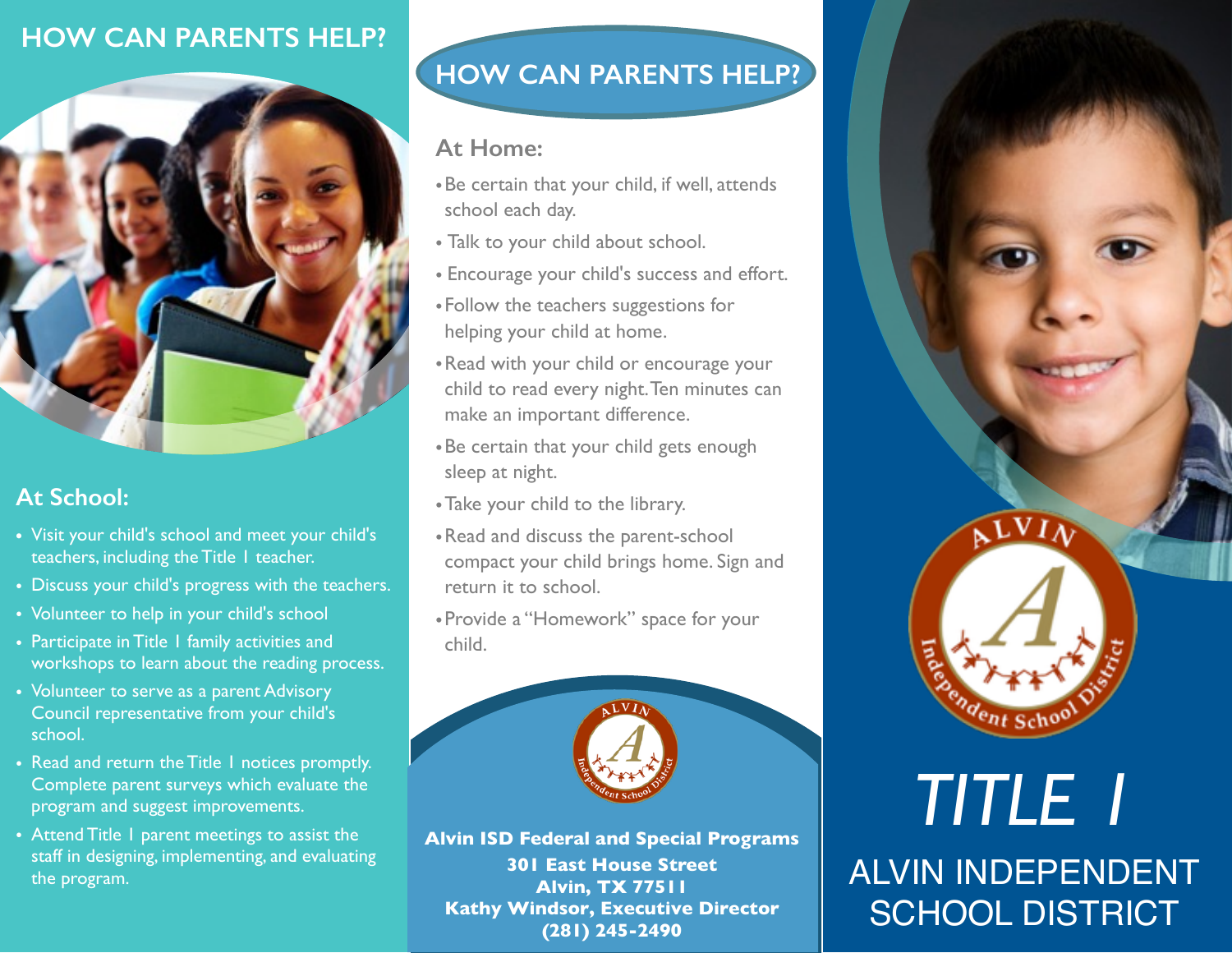## HOW CAN PARENTS HELP?

### At School:

- Visit your child's school and meet your child's teachers, including the Title I teacher.
- Discuss your child's progress with the teachers.
- Volunteer to help in your child's school
- Participate in Title I family activities and workshops to learn about the reading process.
- Volunteer to serve as a parent Advisory Council representative from your child's school.
- Read and return the Title I notices promptly. Complete parent surveys which evaluate the program and suggest improvements.
- Attend Title I parent meetings to assist the staff in designing, implementing, and evaluating the program.

## HOW CAN PARENTS HELP?

### At Home:

- Be certain that your child, if well, attends school each day.
- Talk to your child about school.
- Encourage your child's success and effort.
- Follow the teachers suggestions for helping your child at home.
- Read with your child or encourage your child to read every night. Ten minutes can make an important difference.
- Be certain that your child gets enough sleep at night.
- Take your child to the library.
- Read and discuss the parent-school compact your child brings home. Sign and return it to school.
- Provide a "Homework" space for your child.

**Alvin ISD Federal and Special Programs**
**301 East House Street**
**Alvin, TX 77511**
**Kathy Windsor, Executive Director**
**(281) 245-2490**

# *TITLE I*

## ALVIN INDEPENDENT SCHOOL DISTRICT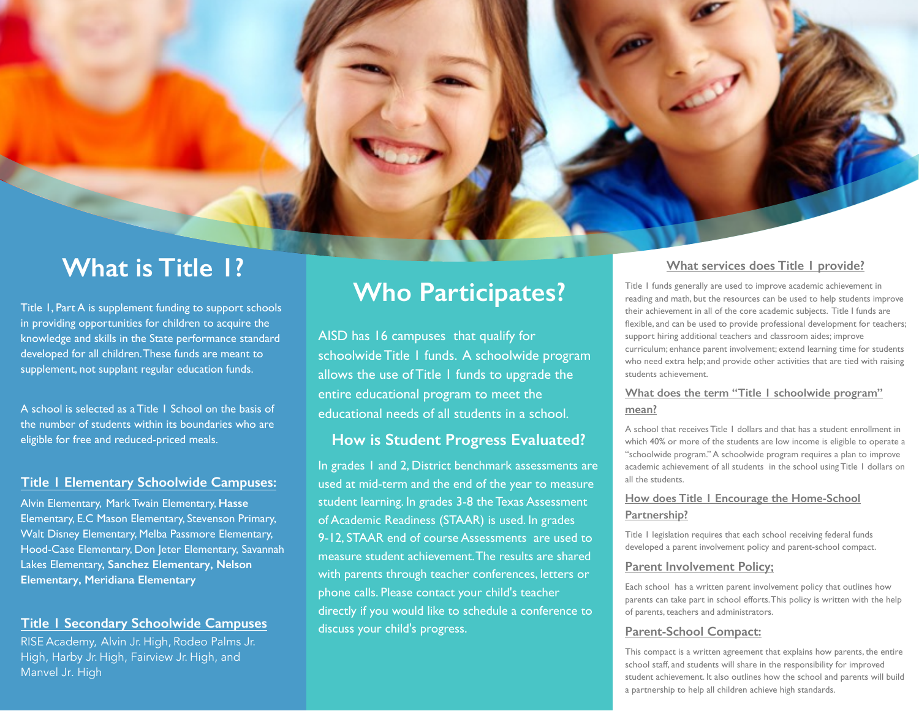# What is Title 1?

Title 1, Part A is supplement funding to support schools in providing opportunities for children to acquire the knowledge and skills in the State performance standard developed for all children. These funds are meant to supplement, not supplant regular education funds.

A school is selected as a Title 1 School on the basis of the number of students within its boundaries who are eligible for free and reduced-priced meals.

### Title 1 Elementary Schoolwide Campuses:

Alvin Elementary, Mark Twain Elementary, **Hasse** Elementary, E.C Mason Elementary, Stevenson Primary, Walt Disney Elementary, Melba Passmore Elementary, Hood-Case Elementary, Don Jeter Elementary, Savannah Lakes Elementary, **Sanchez Elementary, Nelson Elementary, Meridiana Elementary**

### Title 1 Secondary Schoolwide Campuses

RISE Academy, Alvin Jr. High, Rodeo Palms Jr. High, Harby Jr. High, Fairview Jr. High, and Manvel Jr. High

# Who Participates?

AISD has 16 campuses that qualify for schoolwide Title 1 funds. A schoolwide program allows the use of Title 1 funds to upgrade the entire educational program to meet the educational needs of all students in a school.

## How is Student Progress Evaluated?

In grades 1 and 2, District benchmark assessments are used at mid-term and the end of the year to measure student learning. In grades 3-8 the Texas Assessment of Academic Readiness (STAAR) is used. In grades 9-12, STAAR end of course Assessments are used to measure student achievement. The results are shared with parents through teacher conferences, letters or phone calls. Please contact your child's teacher directly if you would like to schedule a conference to discuss your child's progress.

### What services does Title 1 provide?

Title 1 funds generally are used to improve academic achievement in reading and math, but the resources can be used to help students improve their achievement in all of the core academic subjects. Title 1 funds are flexible, and can be used to provide professional development for teachers; support hiring additional teachers and classroom aides; improve curriculum; enhance parent involvement; extend learning time for students who need extra help; and provide other activities that are tied with raising students achievement.

### What does the term "Title 1 schoolwide program" mean?

A school that receives Title 1 dollars and that has a student enrollment in which 40% or more of the students are low income is eligible to operate a "schoolwide program." A schoolwide program requires a plan to improve academic achievement of all students in the school using Title 1 dollars on all the students.

### How does Title 1 Encourage the Home-School Partnership?

Title 1 legislation requires that each school receiving federal funds developed a parent involvement policy and parent-school compact.

### Parent Involvement Policy;

Each school has a written parent involvement policy that outlines how parents can take part in school efforts. This policy is written with the help of parents, teachers and administrators.

### Parent-School Compact:

This compact is a written agreement that explains how parents, the entire school staff, and students will share in the responsibility for improved student achievement. It also outlines how the school and parents will build a partnership to help all children achieve high standards.